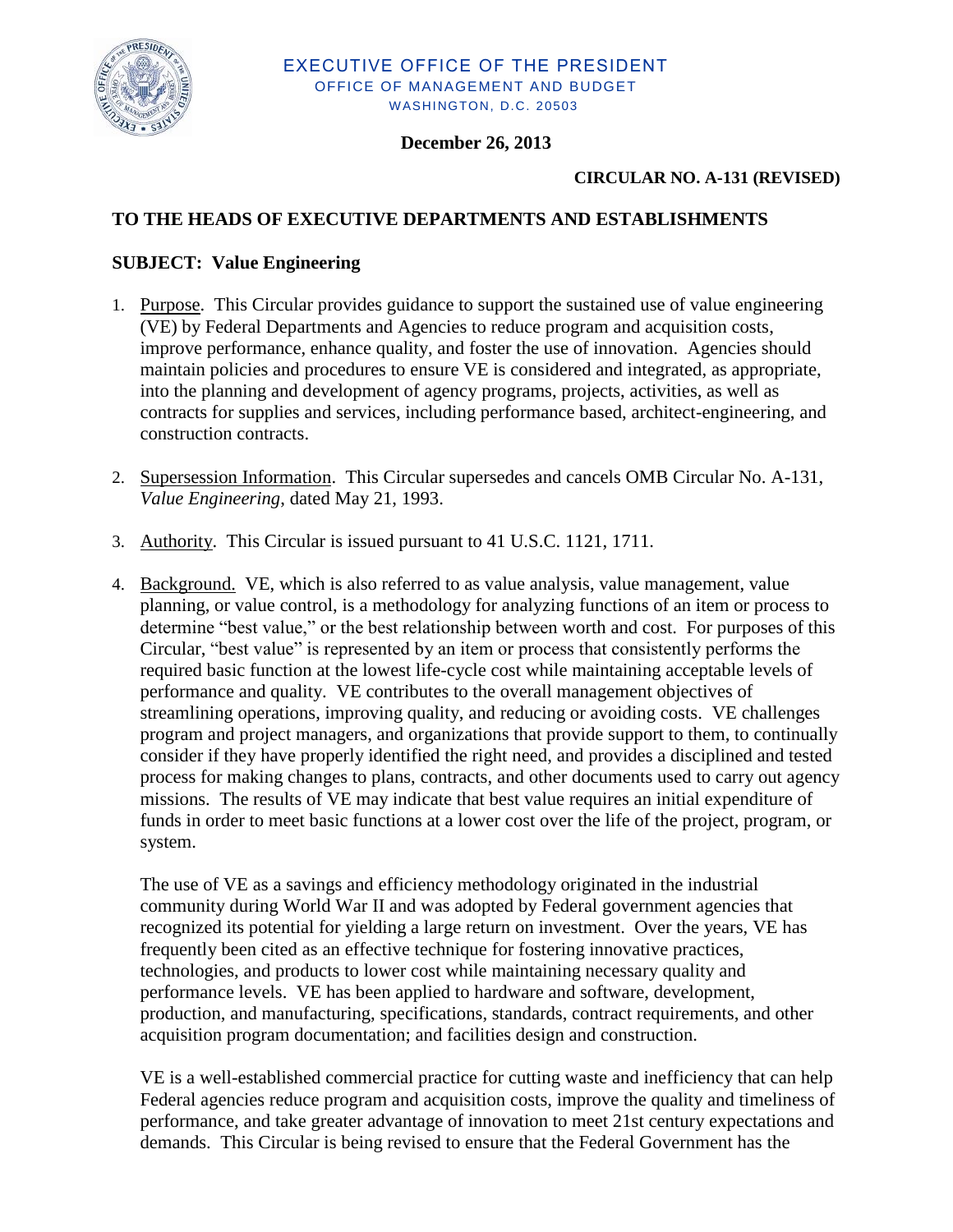EXECUTIVE OFFICE OF THE PRESIDENT
OFFICE OF MANAGEMENT AND BUDGET
WASHINGTON, D.C. 20503

**December 26, 2013**

**CIRCULAR NO. A-131 (REVISED)**

**TO THE HEADS OF EXECUTIVE DEPARTMENTS AND ESTABLISHMENTS**

**SUBJECT: Value Engineering**

1. Purpose. This Circular provides guidance to support the sustained use of value engineering (VE) by Federal Departments and Agencies to reduce program and acquisition costs, improve performance, enhance quality, and foster the use of innovation. Agencies should maintain policies and procedures to ensure VE is considered and integrated, as appropriate, into the planning and development of agency programs, projects, activities, as well as contracts for supplies and services, including performance based, architect-engineering, and construction contracts.

2. Supersession Information. This Circular supersedes and cancels OMB Circular No. A-131, *Value Engineering*, dated May 21, 1993.

3. Authority. This Circular is issued pursuant to 41 U.S.C. 1121, 1711.

4. Background. VE, which is also referred to as value analysis, value management, value planning, or value control, is a methodology for analyzing functions of an item or process to determine "best value," or the best relationship between worth and cost. For purposes of this Circular, "best value" is represented by an item or process that consistently performs the required basic function at the lowest life-cycle cost while maintaining acceptable levels of performance and quality. VE contributes to the overall management objectives of streamlining operations, improving quality, and reducing or avoiding costs. VE challenges program and project managers, and organizations that provide support to them, to continually consider if they have properly identified the right need, and provides a disciplined and tested process for making changes to plans, contracts, and other documents used to carry out agency missions. The results of VE may indicate that best value requires an initial expenditure of funds in order to meet basic functions at a lower cost over the life of the project, program, or system.

   The use of VE as a savings and efficiency methodology originated in the industrial community during World War II and was adopted by Federal government agencies that recognized its potential for yielding a large return on investment. Over the years, VE has frequently been cited as an effective technique for fostering innovative practices, technologies, and products to lower cost while maintaining necessary quality and performance levels. VE has been applied to hardware and software, development, production, and manufacturing, specifications, standards, contract requirements, and other acquisition program documentation; and facilities design and construction.

   VE is a well-established commercial practice for cutting waste and inefficiency that can help Federal agencies reduce program and acquisition costs, improve the quality and timeliness of performance, and take greater advantage of innovation to meet 21st century expectations and demands. This Circular is being revised to ensure that the Federal Government has the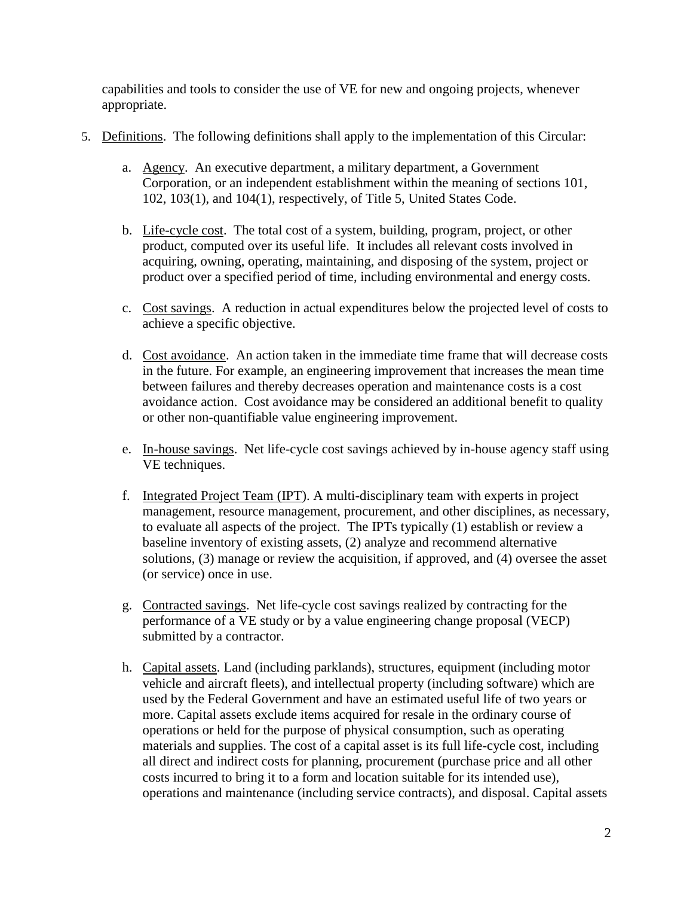capabilities and tools to consider the use of VE for new and ongoing projects, whenever appropriate.

5. Definitions. The following definitions shall apply to the implementation of this Circular:

   a. Agency. An executive department, a military department, a Government Corporation, or an independent establishment within the meaning of sections 101, 102, 103(1), and 104(1), respectively, of Title 5, United States Code.

   b. Life-cycle cost. The total cost of a system, building, program, project, or other product, computed over its useful life. It includes all relevant costs involved in acquiring, owning, operating, maintaining, and disposing of the system, project or product over a specified period of time, including environmental and energy costs.

   c. Cost savings. A reduction in actual expenditures below the projected level of costs to achieve a specific objective.

   d. Cost avoidance. An action taken in the immediate time frame that will decrease costs in the future. For example, an engineering improvement that increases the mean time between failures and thereby decreases operation and maintenance costs is a cost avoidance action. Cost avoidance may be considered an additional benefit to quality or other non-quantifiable value engineering improvement.

   e. In-house savings. Net life-cycle cost savings achieved by in-house agency staff using VE techniques.

   f. Integrated Project Team (IPT). A multi-disciplinary team with experts in project management, resource management, procurement, and other disciplines, as necessary, to evaluate all aspects of the project. The IPTs typically (1) establish or review a baseline inventory of existing assets, (2) analyze and recommend alternative solutions, (3) manage or review the acquisition, if approved, and (4) oversee the asset (or service) once in use.

   g. Contracted savings. Net life-cycle cost savings realized by contracting for the performance of a VE study or by a value engineering change proposal (VECP) submitted by a contractor.

   h. Capital assets. Land (including parklands), structures, equipment (including motor vehicle and aircraft fleets), and intellectual property (including software) which are used by the Federal Government and have an estimated useful life of two years or more. Capital assets exclude items acquired for resale in the ordinary course of operations or held for the purpose of physical consumption, such as operating materials and supplies. The cost of a capital asset is its full life-cycle cost, including all direct and indirect costs for planning, procurement (purchase price and all other costs incurred to bring it to a form and location suitable for its intended use), operations and maintenance (including service contracts), and disposal. Capital assets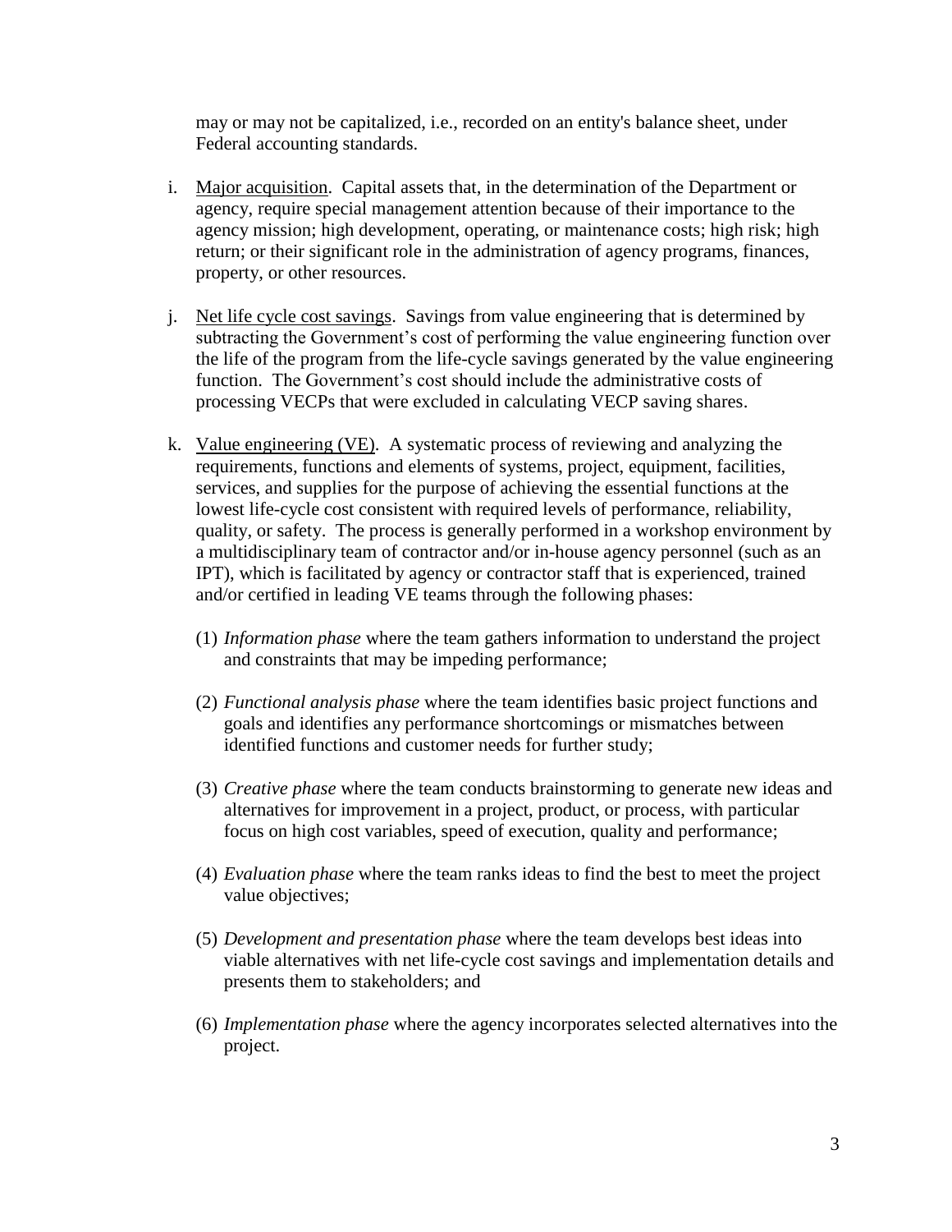may or may not be capitalized, i.e., recorded on an entity's balance sheet, under Federal accounting standards.

i. Major acquisition. Capital assets that, in the determination of the Department or agency, require special management attention because of their importance to the agency mission; high development, operating, or maintenance costs; high risk; high return; or their significant role in the administration of agency programs, finances, property, or other resources.

j. Net life cycle cost savings. Savings from value engineering that is determined by subtracting the Government's cost of performing the value engineering function over the life of the program from the life-cycle savings generated by the value engineering function. The Government's cost should include the administrative costs of processing VECPs that were excluded in calculating VECP saving shares.

k. Value engineering (VE). A systematic process of reviewing and analyzing the requirements, functions and elements of systems, project, equipment, facilities, services, and supplies for the purpose of achieving the essential functions at the lowest life-cycle cost consistent with required levels of performance, reliability, quality, or safety. The process is generally performed in a workshop environment by a multidisciplinary team of contractor and/or in-house agency personnel (such as an IPT), which is facilitated by agency or contractor staff that is experienced, trained and/or certified in leading VE teams through the following phases:

(1) *Information phase* where the team gathers information to understand the project and constraints that may be impeding performance;

(2) *Functional analysis phase* where the team identifies basic project functions and goals and identifies any performance shortcomings or mismatches between identified functions and customer needs for further study;

(3) *Creative phase* where the team conducts brainstorming to generate new ideas and alternatives for improvement in a project, product, or process, with particular focus on high cost variables, speed of execution, quality and performance;

(4) *Evaluation phase* where the team ranks ideas to find the best to meet the project value objectives;

(5) *Development and presentation phase* where the team develops best ideas into viable alternatives with net life-cycle cost savings and implementation details and presents them to stakeholders; and

(6) *Implementation phase* where the agency incorporates selected alternatives into the project.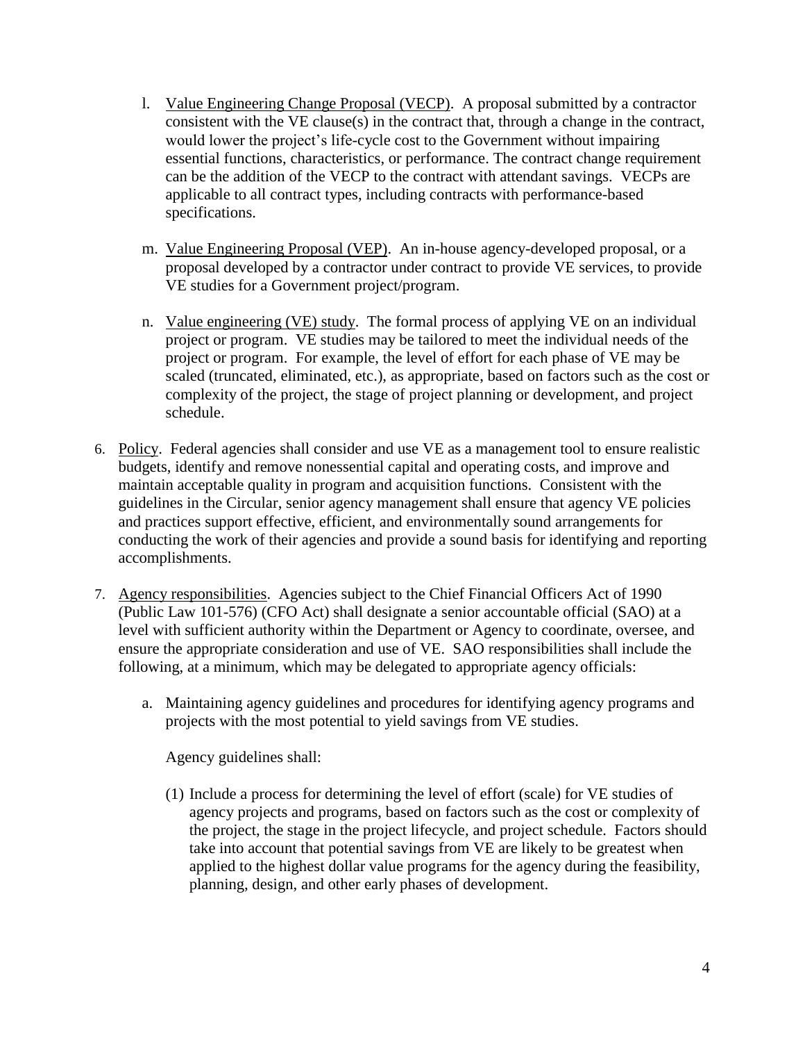l. Value Engineering Change Proposal (VECP). A proposal submitted by a contractor consistent with the VE clause(s) in the contract that, through a change in the contract, would lower the project's life-cycle cost to the Government without impairing essential functions, characteristics, or performance. The contract change requirement can be the addition of the VECP to the contract with attendant savings. VECPs are applicable to all contract types, including contracts with performance-based specifications.

m. Value Engineering Proposal (VEP). An in-house agency-developed proposal, or a proposal developed by a contractor under contract to provide VE services, to provide VE studies for a Government project/program.

n. Value engineering (VE) study. The formal process of applying VE on an individual project or program. VE studies may be tailored to meet the individual needs of the project or program. For example, the level of effort for each phase of VE may be scaled (truncated, eliminated, etc.), as appropriate, based on factors such as the cost or complexity of the project, the stage of project planning or development, and project schedule.

6. Policy. Federal agencies shall consider and use VE as a management tool to ensure realistic budgets, identify and remove nonessential capital and operating costs, and improve and maintain acceptable quality in program and acquisition functions. Consistent with the guidelines in the Circular, senior agency management shall ensure that agency VE policies and practices support effective, efficient, and environmentally sound arrangements for conducting the work of their agencies and provide a sound basis for identifying and reporting accomplishments.

7. Agency responsibilities. Agencies subject to the Chief Financial Officers Act of 1990 (Public Law 101-576) (CFO Act) shall designate a senior accountable official (SAO) at a level with sufficient authority within the Department or Agency to coordinate, oversee, and ensure the appropriate consideration and use of VE. SAO responsibilities shall include the following, at a minimum, which may be delegated to appropriate agency officials:

   a. Maintaining agency guidelines and procedures for identifying agency programs and projects with the most potential to yield savings from VE studies.

      Agency guidelines shall:

      (1) Include a process for determining the level of effort (scale) for VE studies of agency projects and programs, based on factors such as the cost or complexity of the project, the stage in the project lifecycle, and project schedule. Factors should take into account that potential savings from VE are likely to be greatest when applied to the highest dollar value programs for the agency during the feasibility, planning, design, and other early phases of development.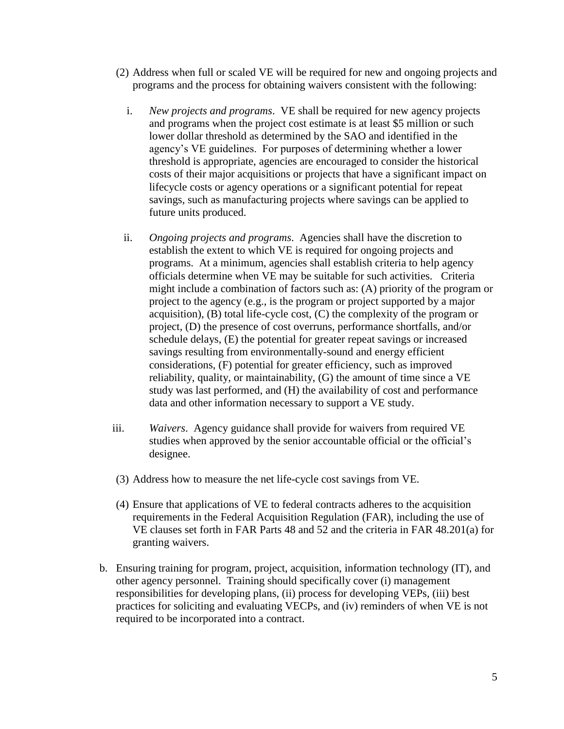(2) Address when full or scaled VE will be required for new and ongoing projects and programs and the process for obtaining waivers consistent with the following:

   i. *New projects and programs*. VE shall be required for new agency projects and programs when the project cost estimate is at least $5 million or such lower dollar threshold as determined by the SAO and identified in the agency's VE guidelines. For purposes of determining whether a lower threshold is appropriate, agencies are encouraged to consider the historical costs of their major acquisitions or projects that have a significant impact on lifecycle costs or agency operations or a significant potential for repeat savings, such as manufacturing projects where savings can be applied to future units produced.

   ii. *Ongoing projects and programs*. Agencies shall have the discretion to establish the extent to which VE is required for ongoing projects and programs. At a minimum, agencies shall establish criteria to help agency officials determine when VE may be suitable for such activities. Criteria might include a combination of factors such as: (A) priority of the program or project to the agency (e.g., is the program or project supported by a major acquisition), (B) total life-cycle cost, (C) the complexity of the program or project, (D) the presence of cost overruns, performance shortfalls, and/or schedule delays, (E) the potential for greater repeat savings or increased savings resulting from environmentally-sound and energy efficient considerations, (F) potential for greater efficiency, such as improved reliability, quality, or maintainability, (G) the amount of time since a VE study was last performed, and (H) the availability of cost and performance data and other information necessary to support a VE study.

   iii. *Waivers*. Agency guidance shall provide for waivers from required VE studies when approved by the senior accountable official or the official's designee.

(3) Address how to measure the net life-cycle cost savings from VE.

(4) Ensure that applications of VE to federal contracts adheres to the acquisition requirements in the Federal Acquisition Regulation (FAR), including the use of VE clauses set forth in FAR Parts 48 and 52 and the criteria in FAR 48.201(a) for granting waivers.

b. Ensuring training for program, project, acquisition, information technology (IT), and other agency personnel. Training should specifically cover (i) management responsibilities for developing plans, (ii) process for developing VEPs, (iii) best practices for soliciting and evaluating VECPs, and (iv) reminders of when VE is not required to be incorporated into a contract.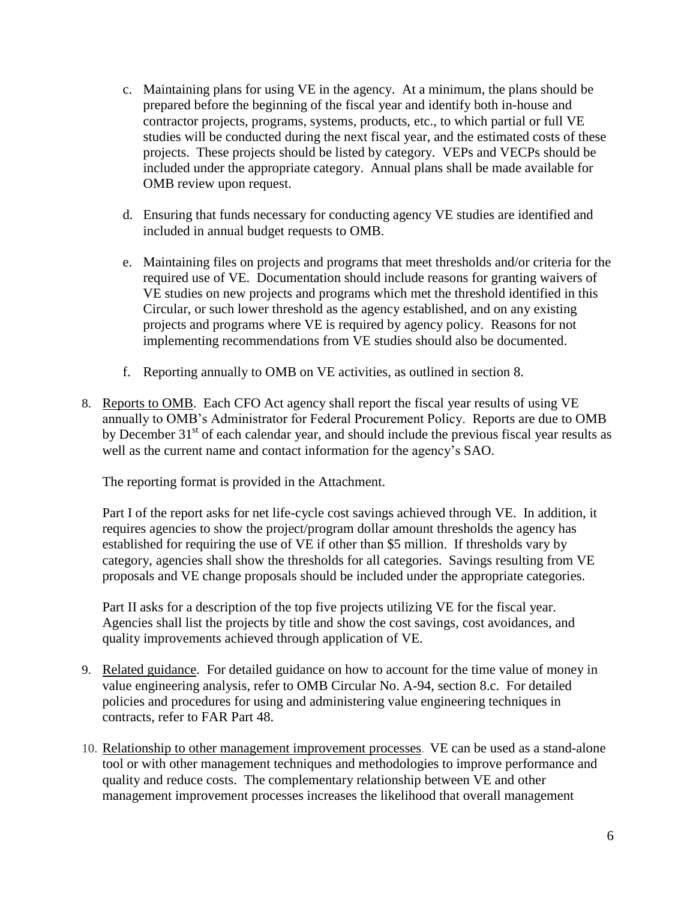c. Maintaining plans for using VE in the agency. At a minimum, the plans should be prepared before the beginning of the fiscal year and identify both in-house and contractor projects, programs, systems, products, etc., to which partial or full VE studies will be conducted during the next fiscal year, and the estimated costs of these projects. These projects should be listed by category. VEPs and VECPs should be included under the appropriate category. Annual plans shall be made available for OMB review upon request.

d. Ensuring that funds necessary for conducting agency VE studies are identified and included in annual budget requests to OMB.

e. Maintaining files on projects and programs that meet thresholds and/or criteria for the required use of VE. Documentation should include reasons for granting waivers of VE studies on new projects and programs which met the threshold identified in this Circular, or such lower threshold as the agency established, and on any existing projects and programs where VE is required by agency policy. Reasons for not implementing recommendations from VE studies should also be documented.

f. Reporting annually to OMB on VE activities, as outlined in section 8.

8. Reports to OMB. Each CFO Act agency shall report the fiscal year results of using VE annually to OMB's Administrator for Federal Procurement Policy. Reports are due to OMB by December 31st of each calendar year, and should include the previous fiscal year results as well as the current name and contact information for the agency's SAO.

   The reporting format is provided in the Attachment.

   Part I of the report asks for net life-cycle cost savings achieved through VE. In addition, it requires agencies to show the project/program dollar amount thresholds the agency has established for requiring the use of VE if other than $5 million. If thresholds vary by category, agencies shall show the thresholds for all categories. Savings resulting from VE proposals and VE change proposals should be included under the appropriate categories.

   Part II asks for a description of the top five projects utilizing VE for the fiscal year. Agencies shall list the projects by title and show the cost savings, cost avoidances, and quality improvements achieved through application of VE.

9. Related guidance. For detailed guidance on how to account for the time value of money in value engineering analysis, refer to OMB Circular No. A-94, section 8.c. For detailed policies and procedures for using and administering value engineering techniques in contracts, refer to FAR Part 48.

10. Relationship to other management improvement processes. VE can be used as a stand-alone tool or with other management techniques and methodologies to improve performance and quality and reduce costs. The complementary relationship between VE and other management improvement processes increases the likelihood that overall management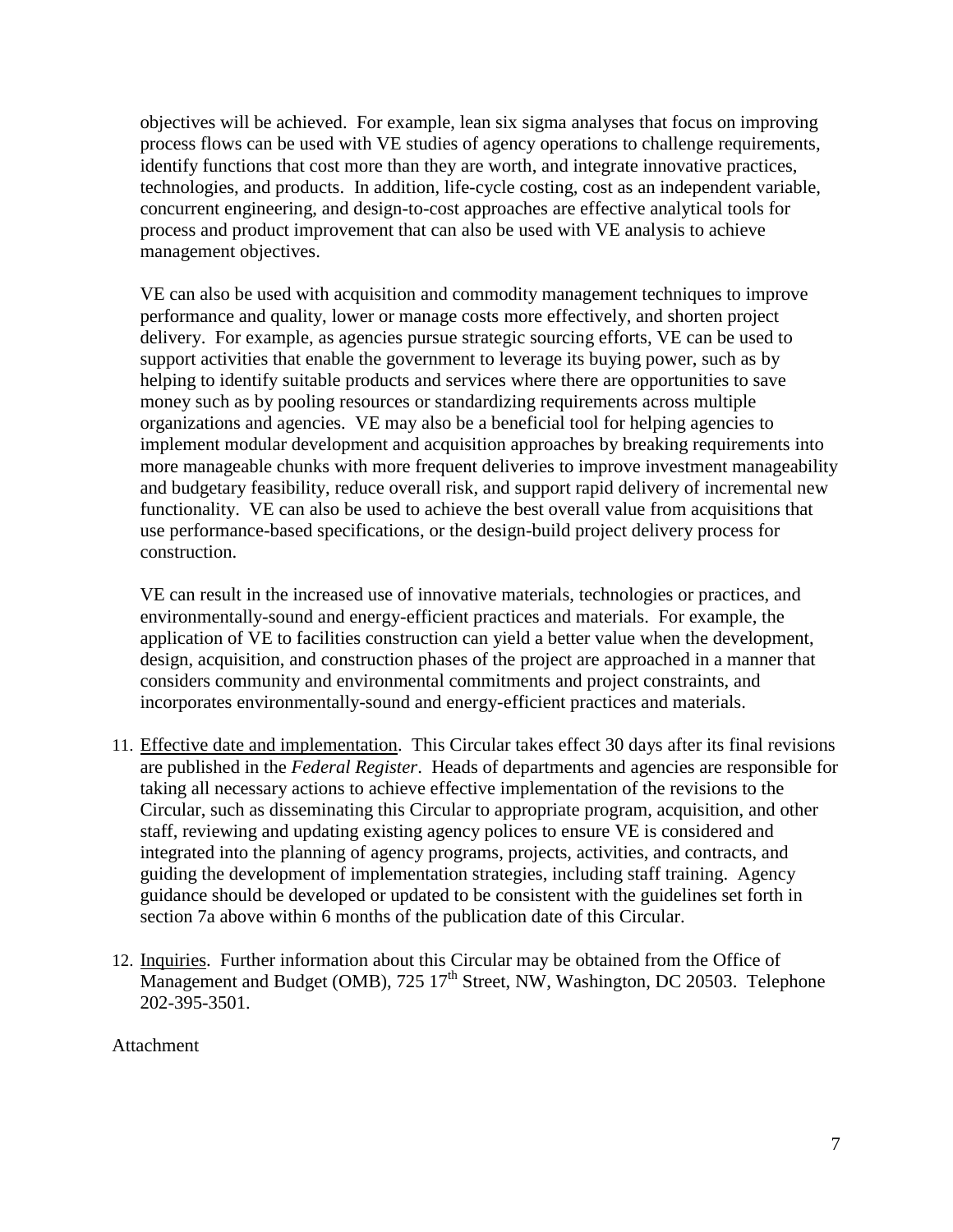objectives will be achieved. For example, lean six sigma analyses that focus on improving process flows can be used with VE studies of agency operations to challenge requirements, identify functions that cost more than they are worth, and integrate innovative practices, technologies, and products. In addition, life-cycle costing, cost as an independent variable, concurrent engineering, and design-to-cost approaches are effective analytical tools for process and product improvement that can also be used with VE analysis to achieve management objectives.

VE can also be used with acquisition and commodity management techniques to improve performance and quality, lower or manage costs more effectively, and shorten project delivery. For example, as agencies pursue strategic sourcing efforts, VE can be used to support activities that enable the government to leverage its buying power, such as by helping to identify suitable products and services where there are opportunities to save money such as by pooling resources or standardizing requirements across multiple organizations and agencies. VE may also be a beneficial tool for helping agencies to implement modular development and acquisition approaches by breaking requirements into more manageable chunks with more frequent deliveries to improve investment manageability and budgetary feasibility, reduce overall risk, and support rapid delivery of incremental new functionality. VE can also be used to achieve the best overall value from acquisitions that use performance-based specifications, or the design-build project delivery process for construction.

VE can result in the increased use of innovative materials, technologies or practices, and environmentally-sound and energy-efficient practices and materials. For example, the application of VE to facilities construction can yield a better value when the development, design, acquisition, and construction phases of the project are approached in a manner that considers community and environmental commitments and project constraints, and incorporates environmentally-sound and energy-efficient practices and materials.

11. Effective date and implementation. This Circular takes effect 30 days after its final revisions are published in the *Federal Register*. Heads of departments and agencies are responsible for taking all necessary actions to achieve effective implementation of the revisions to the Circular, such as disseminating this Circular to appropriate program, acquisition, and other staff, reviewing and updating existing agency polices to ensure VE is considered and integrated into the planning of agency programs, projects, activities, and contracts, and guiding the development of implementation strategies, including staff training. Agency guidance should be developed or updated to be consistent with the guidelines set forth in section 7a above within 6 months of the publication date of this Circular.

12. Inquiries. Further information about this Circular may be obtained from the Office of Management and Budget (OMB), 725 17th Street, NW, Washington, DC 20503. Telephone 202-395-3501.

Attachment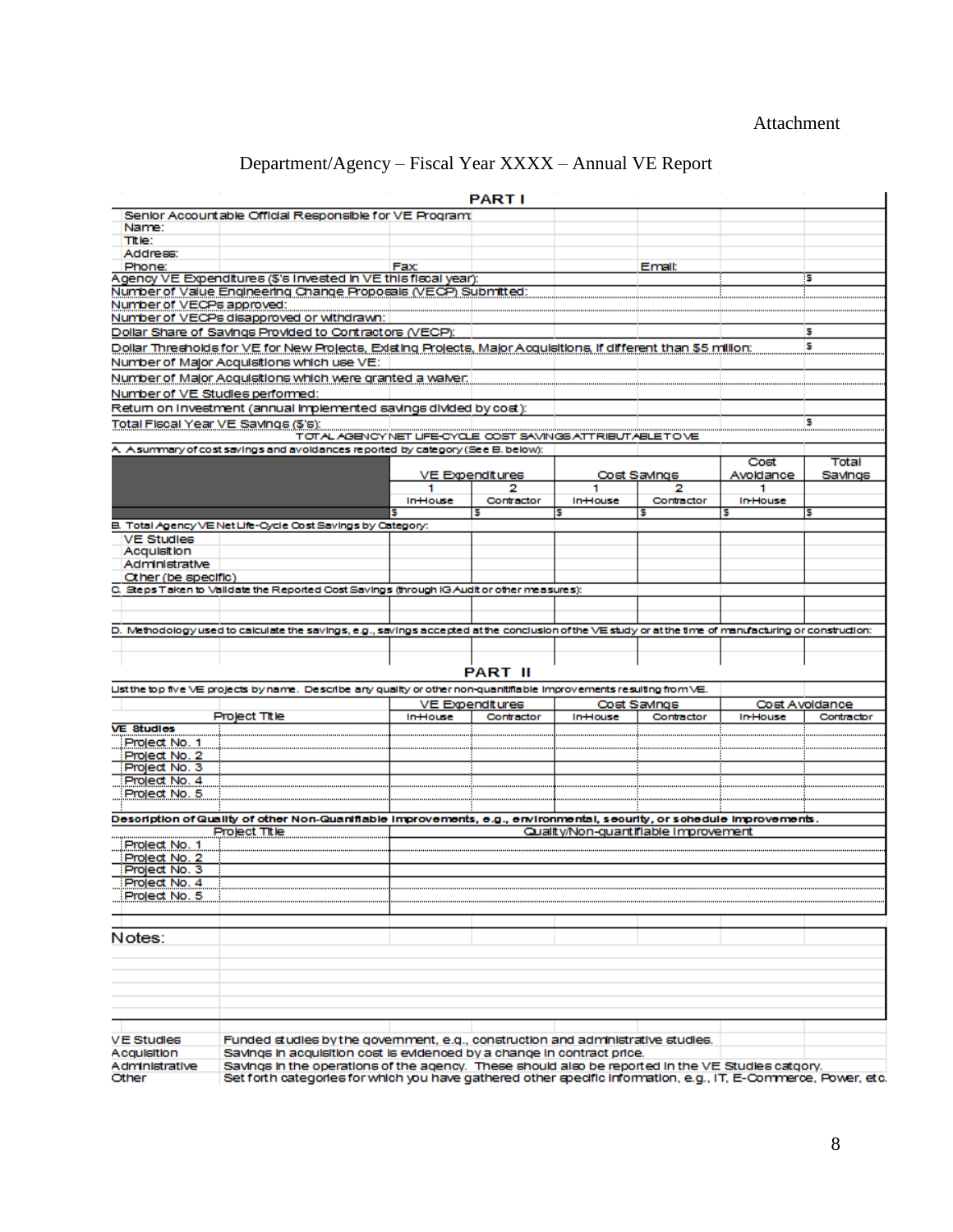Attachment

# Department/Agency – Fiscal Year XXXX – Annual VE Report

## PART I

| | | |
|---|---|---|
| Senior Accountable Official Responsible for VE Program: | | |
| Name: | | |
| Title: | | |
| Address: | | |
| Phone: | Fax: | Email: |
| Agency VE Expenditures ($'s invested in VE this fiscal year): | | $ |
| Number of Value Engineering Change Proposals (VECP) Submitted: | | |
| Number of VECPs approved: | | |
| Number of VECPs disapproved or withdrawn: | | |
| Dollar Share of Savings Provided to Contractors (VECP): | | $ |
| Dollar Thresholds for VE for New Projects, Existing Projects, Major Acquisitions, if different than $5 million: | | $ |
| Number of Major Acquisitions which use VE: | | |
| Number of Major Acquisitions which were granted a waiver: | | |
| Number of VE Studies performed: | | |
| Return on Investment (annual implemented savings divided by cost): | | |
| Total Fiscal Year VE Savings ($'s): | | $ |

TOTAL AGENCY NET LIFE-CYCLE COST SAVINGS ATTRIBUTABLE TO VE

A. A summary of cost savings and avoidances reported by category (See B. below):

| | VE Expenditures | | Cost Savings | | Cost Avoidance | Total Savings |
|---|---|---|---|---|---|---|
| | 1 | 2 | 1 | 2 | 1 | |
| | In-House | Contractor | In-House | Contractor | In-House | |
| | $ | $ | $ | $ | $ | $ |
| **B. Total Agency VE Net Life-Cycle Cost Savings by Category:** | | | | | | |
| VE Studies | | | | | | |
| Acquisition | | | | | | |
| Administrative | | | | | | |
| Other (be specific) | | | | | | |

C. Steps Taken to Validate the Reported Cost Savings (through IG Audit or other measures):

D. Methodology used to calculate the savings, e.g., savings accepted at the conclusion of the VE study or at the time of manufacturing or construction:

## PART II

List the top five VE projects by name. Describe any quality or other non-quantifiable improvements resulting from VE.

| | Project Title | VE Expenditures | | Cost Savings | | Cost Avoidance | |
|---|---|---|---|---|---|---|---|
| | | In-House | Contractor | In-House | Contractor | In-House | Contractor |
| **VE Studies** | | | | | | | |
| Project No. 1 | | | | | | | |
| Project No. 2 | | | | | | | |
| Project No. 3 | | | | | | | |
| Project No. 4 | | | | | | | |
| Project No. 5 | | | | | | | |

**Description of Quality of other Non-Quanifiable Improvements, e.g., environmental, security, or schedule improvements.**

| | Project Title | Quality/Non-quantifiable Improvement |
|---|---|---|
| Project No. 1 | | |
| Project No. 2 | | |
| Project No. 3 | | |
| Project No. 4 | | |
| Project No. 5 | | |

Notes:

| | |
|---|---|
| VE Studies | Funded studies by the government, e.g., construction and administrative studies. |
| Acquisition | Savings in acquisition cost is evidenced by a change in contract price. |
| Administrative | Savings in the operations of the agency. These should also be reported in the VE Studies catgory. |
| Other | Set forth categories for which you have gathered other specific information, e.g., IT, E-Commerce, Power, etc. |